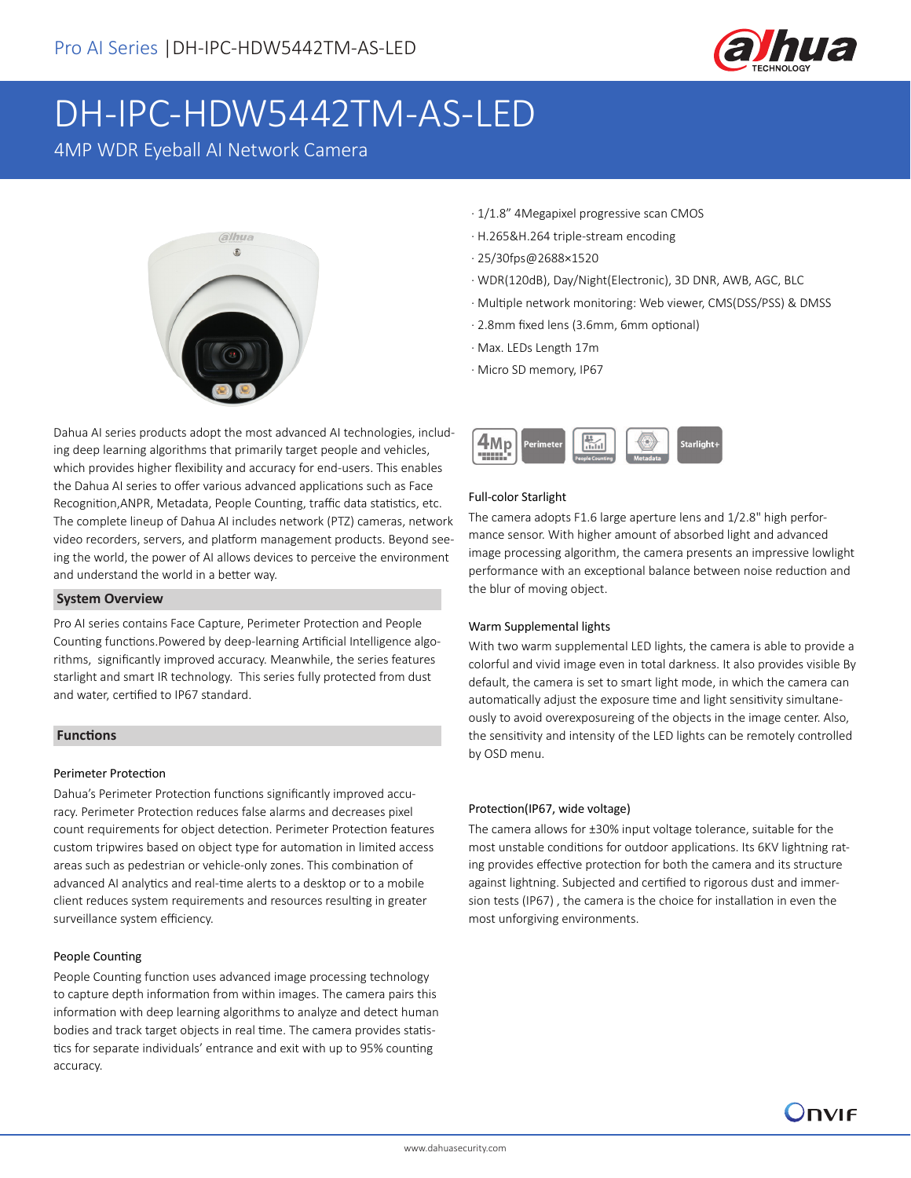# DH-IPC-HDW5442TM-AS-LED

4MP WDR Eyeball AI Network Camera

- 1/1.8" 4Megapixel progressive scan CMOS
- H.265&H.264 triple-stream encoding
- 25/30fps@2688×1520
- WDR(120dB), Day/Night(Electronic), 3D DNR, AWB, AGC, BLC
- Multiple network monitoring: Web viewer, CMS(DSS/PSS) & DMSS
- 2.8mm fixed lens (3.6mm, 6mm optional)
- Max. LEDs Length 17m
- Micro SD memory, IP67

Dahua AI series products adopt the most advanced AI technologies, including deep learning algorithms that primarily target people and vehicles, which provides higher flexibility and accuracy for end-users. This enables the Dahua AI series to offer various advanced applications such as Face Recognition,ANPR, Metadata, People Counting, traffic data statistics, etc. The complete lineup of Dahua AI includes network (PTZ) cameras, network video recorders, servers, and platform management products. Beyond seeing the world, the power of AI allows devices to perceive the environment and understand the world in a better way.

## System Overview

Pro AI series contains Face Capture, Perimeter Protection and People Counting functions.Powered by deep-learning Artificial Intelligence algorithms, significantly improved accuracy. Meanwhile, the series features starlight and smart IR technology. This series fully protected from dust and water, certified to IP67 standard.

## Functions

### Perimeter Protection

Dahua's Perimeter Protection functions significantly improved accuracy. Perimeter Protection reduces false alarms and decreases pixel count requirements for object detection. Perimeter Protection features custom tripwires based on object type for automation in limited access areas such as pedestrian or vehicle-only zones. This combination of advanced AI analytics and real-time alerts to a desktop or to a mobile client reduces system requirements and resources resulting in greater surveillance system efficiency.

### People Counting

People Counting function uses advanced image processing technology to capture depth information from within images. The camera pairs this information with deep learning algorithms to analyze and detect human bodies and track target objects in real time. The camera provides statistics for separate individuals' entrance and exit with up to 95% counting accuracy.

### Full-color Starlight

The camera adopts F1.6 large aperture lens and 1/2.8" high performance sensor. With higher amount of absorbed light and advanced image processing algorithm, the camera presents an impressive lowlight performance with an exceptional balance between noise reduction and the blur of moving object.

### Warm Supplemental lights

With two warm supplemental LED lights, the camera is able to provide a colorful and vivid image even in total darkness. It also provides visible By default, the camera is set to smart light mode, in which the camera can automatically adjust the exposure time and light sensitivity simultaneously to avoid overexposureing of the objects in the image center. Also, the sensitivity and intensity of the LED lights can be remotely controlled by OSD menu.

### Protection(IP67, wide voltage)

The camera allows for ±30% input voltage tolerance, suitable for the most unstable conditions for outdoor applications. Its 6KV lightning rating provides effective protection for both the camera and its structure against lightning. Subjected and certified to rigorous dust and immersion tests (IP67) , the camera is the choice for installation in even the most unforgiving environments.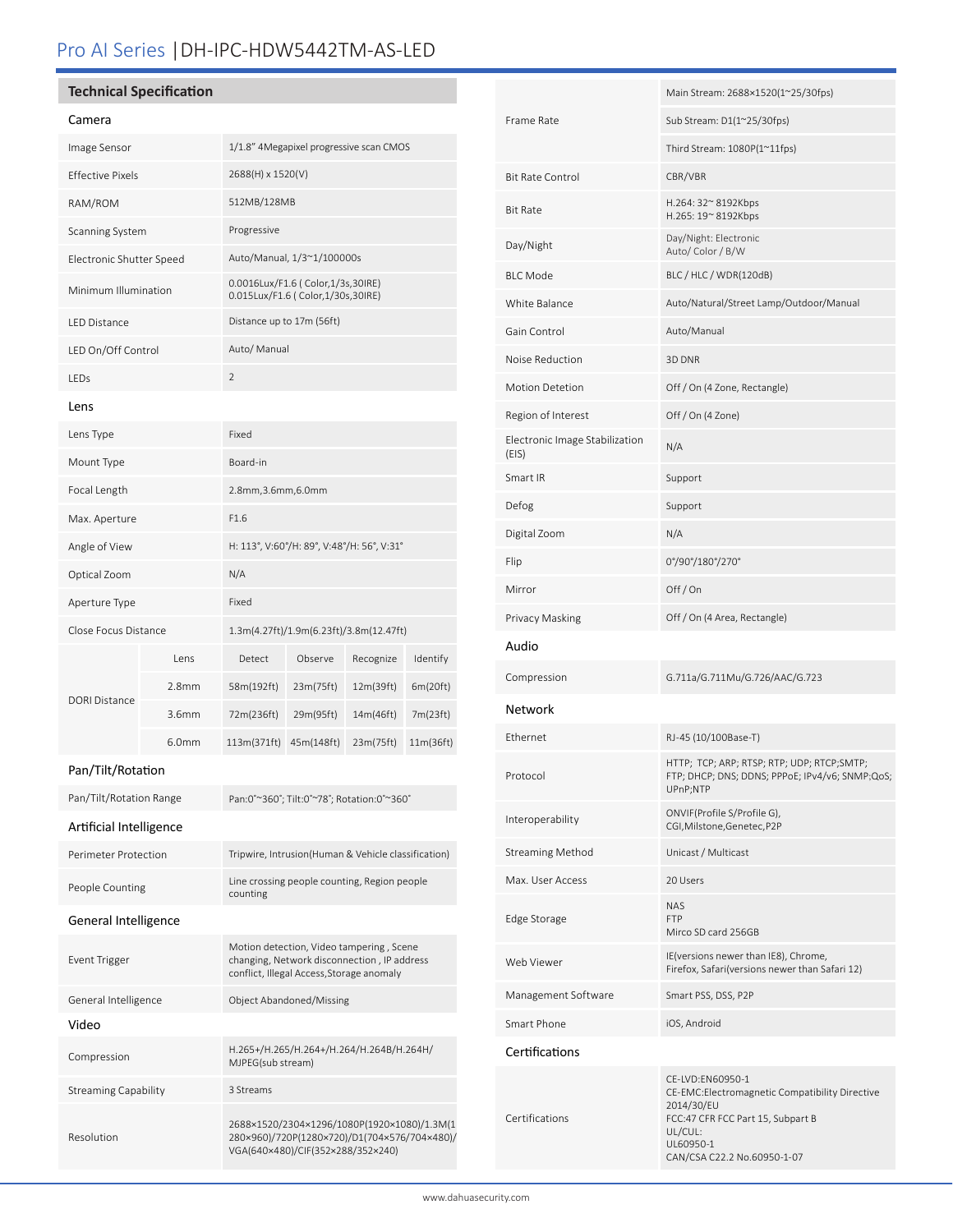# Pro AI Series | DH-IPC-HDW5442TM-AS-LED

## Technical Specification

### Camera

| | |
|---|---|
| Image Sensor | 1/1.8" 4Megapixel progressive scan CMOS |
| Effective Pixels | 2688(H) x 1520(V) |
| RAM/ROM | 512MB/128MB |
| Scanning System | Progressive |
| Electronic Shutter Speed | Auto/Manual, 1/3~1/100000s |
| Minimum Illumination | 0.0016Lux/F1.6 ( Color,1/3s,30IRE)<br>0.015Lux/F1.6 ( Color,1/30s,30IRE) |
| LED Distance | Distance up to 17m (56ft) |
| LED On/Off Control | Auto/ Manual |
| LEDs | 2 |

### Lens

| | |
|---|---|
| Lens Type | Fixed |
| Mount Type | Board-in |
| Focal Length | 2.8mm,3.6mm,6.0mm |
| Max. Aperture | F1.6 |
| Angle of View | H: 113°, V:60°/H: 89°, V:48°/H: 56°, V:31° |
| Optical Zoom | N/A |
| Aperture Type | Fixed |
| Close Focus Distance | 1.3m(4.27ft)/1.9m(6.23ft)/3.8m(12.47ft) |

| DORI Distance | Lens | Detect | Observe | Recognize | Identify |
|---|---|---|---|---|---|
| | 2.8mm | 58m(192ft) | 23m(75ft) | 12m(39ft) | 6m(20ft) |
| | 3.6mm | 72m(236ft) | 29m(95ft) | 14m(46ft) | 7m(23ft) |
| | 6.0mm | 113m(371ft) | 45m(148ft) | 23m(75ft) | 11m(36ft) |

### Pan/Tilt/Rotation

| | |
|---|---|
| Pan/Tilt/Rotation Range | Pan:0°~360°; Tilt:0°~78°; Rotation:0°~360° |

### Artificial Intelligence

| | |
|---|---|
| Perimeter Protection | Tripwire, Intrusion(Human & Vehicle classification) |
| People Counting | Line crossing people counting, Region people counting |

### General Intelligence

| | |
|---|---|
| Event Trigger | Motion detection, Video tampering , Scene changing, Network disconnection , IP address conflict, Illegal Access,Storage anomaly |
| General Intelligence | Object Abandoned/Missing |

### Video

| | |
|---|---|
| Compression | H.265+/H.265/H.264+/H.264/H.264B/H.264H/ MJPEG(sub stream) |
| Streaming Capability | 3 Streams |
| Resolution | 2688×1520/2304×1296/1080P(1920×1080)/1.3M(1280×960)/720P(1280×720)/D1(704×576/704×480)/VGA(640×480)/CIF(352×288/352×240) |
| Frame Rate | Main Stream: 2688×1520(1~25/30fps)<br>Sub Stream: D1(1~25/30fps)<br>Third Stream: 1080P(1~11fps) |
| Bit Rate Control | CBR/VBR |
| Bit Rate | H.264: 32~ 8192Kbps<br>H.265: 19~ 8192Kbps |
| Day/Night | Day/Night: Electronic<br>Auto/ Color / B/W |
| BLC Mode | BLC / HLC / WDR(120dB) |
| White Balance | Auto/Natural/Street Lamp/Outdoor/Manual |
| Gain Control | Auto/Manual |
| Noise Reduction | 3D DNR |
| Motion Detetion | Off / On (4 Zone, Rectangle) |
| Region of Interest | Off / On (4 Zone) |
| Electronic Image Stabilization (EIS) | N/A |
| Smart IR | Support |
| Defog | Support |
| Digital Zoom | N/A |
| Flip | 0°/90°/180°/270° |
| Mirror | Off / On |
| Privacy Masking | Off / On (4 Area, Rectangle) |

### Audio

| | |
|---|---|
| Compression | G.711a/G.711Mu/G.726/AAC/G.723 |

### Network

| | |
|---|---|
| Ethernet | RJ-45 (10/100Base-T) |
| Protocol | HTTP; TCP; ARP; RTSP; RTP; UDP; RTCP;SMTP; FTP; DHCP; DNS; DDNS; PPPoE; IPv4/v6; SNMP;QoS; UPnP;NTP |
| Interoperability | ONVIF(Profile S/Profile G), CGI,Milstone,Genetec,P2P |
| Streaming Method | Unicast / Multicast |
| Max. User Access | 20 Users |
| Edge Storage | NAS<br>FTP<br>Mirco SD card 256GB |
| Web Viewer | IE(versions newer than IE8), Chrome, Firefox, Safari(versions newer than Safari 12) |
| Management Software | Smart PSS, DSS, P2P |
| Smart Phone | iOS, Android |

### Certifications

| | |
|---|---|
| Certifications | CE-LVD:EN60950-1<br>CE-EMC:Electromagnetic Compatibility Directive 2014/30/EU<br>FCC:47 CFR FCC Part 15, Subpart B<br>UL/CUL:<br>UL60950-1<br>CAN/CSA C22.2 No.60950-1-07 |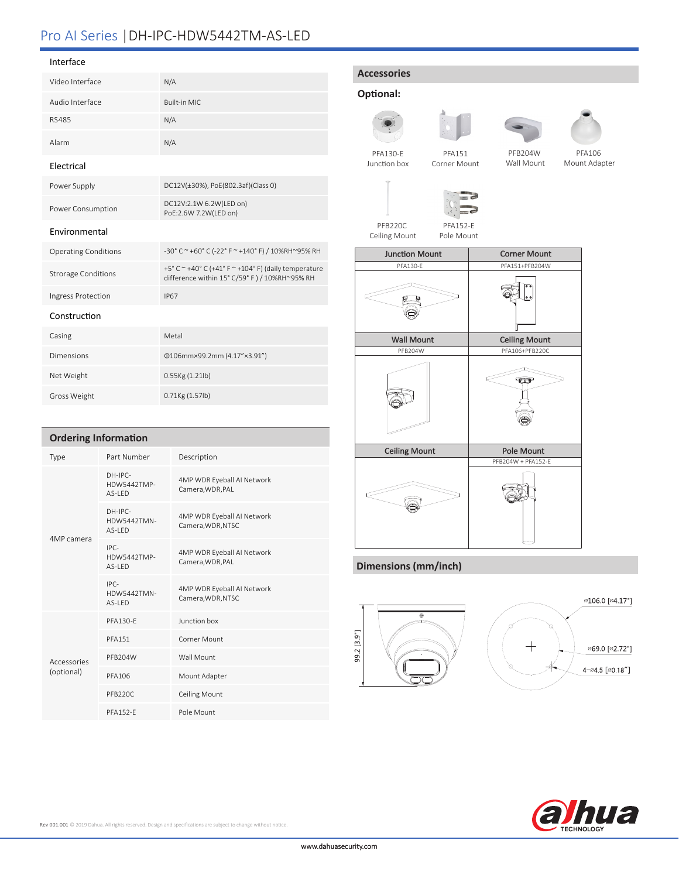# Pro AI Series | DH-IPC-HDW5442TM-AS-LED

## Interface

| | |
|---|---|
| Video Interface | N/A |
| Audio Interface | Built-in MIC |
| RS485 | N/A |
| Alarm | N/A |

## Electrical

| | |
|---|---|
| Power Supply | DC12V(±30%), PoE(802.3af)(Class 0) |
| Power Consumption | DC12V:2.1W 6.2W(LED on)<br>PoE:2.6W 7.2W(LED on) |

## Environmental

| | |
|---|---|
| Operating Conditions | -30° C ~ +60° C (-22° F ~ +140° F) / 10%RH~95% RH |
| Strorage Conditions | +5° C ~ +40° C (+41° F ~ +104° F) (daily temperature difference within 15° C/59° F ) / 10%RH~95% RH |
| Ingress Protection | IP67 |

## Construction

| | |
|---|---|
| Casing | Metal |
| Dimensions | Φ106mm×99.2mm (4.17"×3.91") |
| Net Weight | 0.55Kg (1.21lb) |
| Gross Weight | 0.71Kg (1.57lb) |

## Ordering Information

| Type | Part Number | Description |
|---|---|---|
| 4MP camera | DH-IPC-HDW5442TMP-AS-LED | 4MP WDR Eyeball AI Network Camera,WDR,PAL |
| | DH-IPC-HDW5442TMN-AS-LED | 4MP WDR Eyeball AI Network Camera,WDR,NTSC |
| | IPC-HDW5442TMP-AS-LED | 4MP WDR Eyeball AI Network Camera,WDR,PAL |
| | IPC-HDW5442TMN-AS-LED | 4MP WDR Eyeball AI Network Camera,WDR,NTSC |
| Accessories (optional) | PFA130-E | Junction box |
| | PFA151 | Corner Mount |
| | PFB204W | Wall Mount |
| | PFA106 | Mount Adapter |
| | PFB220C | Ceiling Mount |
| | PFA152-E | Pole Mount |

## Accessories

### Optional:

PFA130-E Junction box

PFA151 Corner Mount

PFB204W Wall Mount

PFA106 Mount Adapter

PFB220C Ceiling Mount

PFA152-E Pole Mount

| Junction Mount | Corner Mount |
|---|---|
| PFA130-E | PFA151+PFB204W |
| **Wall Mount** | **Ceiling Mount** |
| PFB204W | PFA106+PFB220C |
| **Ceiling Mount** | **Pole Mount** |
| | PFB204W + PFA152-E |

## Dimensions (mm/inch)

99.2 [3.9"]

⌀106.0 [⌀4.17"]

⌀69.0 [⌀2.72"]

4–⌀4.5 [⌀0.18"]

Rev 001.001 © 2019 Dahua. All rights reserved. Design and specifications are subject to change without notice.

www.dahuasecurity.com